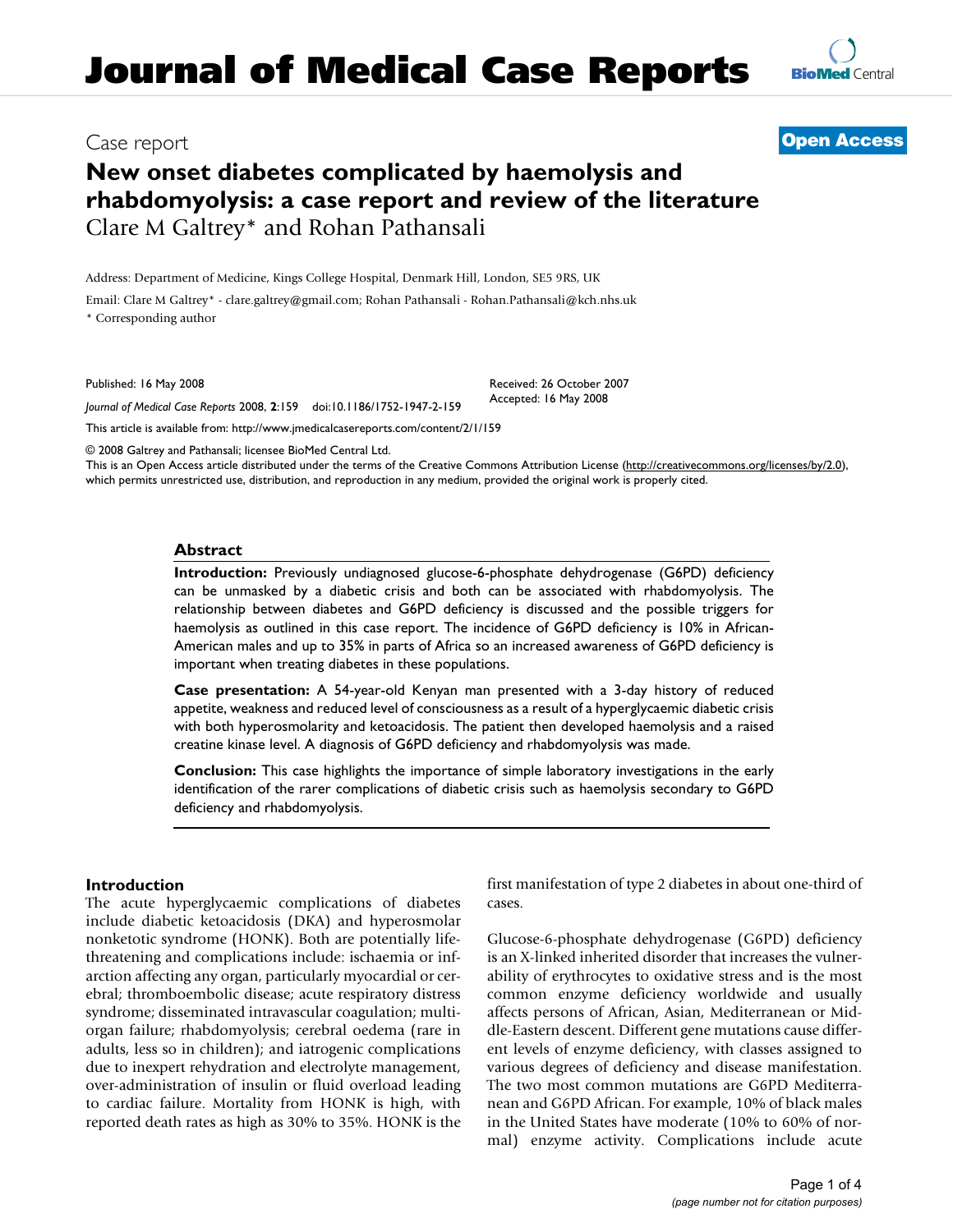# Journal of Medical Case Reports

Case report

**Open Access**

# New onset diabetes complicated by haemolysis and rhabdomyolysis: a case report and review of the literature

Clare M Galtrey* and Rohan Pathansali

Address: Department of Medicine, Kings College Hospital, Denmark Hill, London, SE5 9RS, UK

Email: Clare M Galtrey* - clare.galtrey@gmail.com; Rohan Pathansali - Rohan.Pathansali@kch.nhs.uk

* Corresponding author

Published: 16 May 2008

Received: 26 October 2007

Accepted: 16 May 2008

*Journal of Medical Case Reports* 2008, **2**:159 doi:10.1186/1752-1947-2-159

This article is available from: http://www.jmedicalcasereports.com/content/2/1/159

© 2008 Galtrey and Pathansali; licensee BioMed Central Ltd.

This is an Open Access article distributed under the terms of the Creative Commons Attribution License (http://creativecommons.org/licenses/by/2.0), which permits unrestricted use, distribution, and reproduction in any medium, provided the original work is properly cited.

## Abstract

**Introduction:** Previously undiagnosed glucose-6-phosphate dehydrogenase (G6PD) deficiency can be unmasked by a diabetic crisis and both can be associated with rhabdomyolysis. The relationship between diabetes and G6PD deficiency is discussed and the possible triggers for haemolysis as outlined in this case report. The incidence of G6PD deficiency is 10% in African-American males and up to 35% in parts of Africa so an increased awareness of G6PD deficiency is important when treating diabetes in these populations.

**Case presentation:** A 54-year-old Kenyan man presented with a 3-day history of reduced appetite, weakness and reduced level of consciousness as a result of a hyperglycaemic diabetic crisis with both hyperosmolarity and ketoacidosis. The patient then developed haemolysis and a raised creatine kinase level. A diagnosis of G6PD deficiency and rhabdomyolysis was made.

**Conclusion:** This case highlights the importance of simple laboratory investigations in the early identification of the rarer complications of diabetic crisis such as haemolysis secondary to G6PD deficiency and rhabdomyolysis.

## Introduction

The acute hyperglycaemic complications of diabetes include diabetic ketoacidosis (DKA) and hyperosmolar nonketotic syndrome (HONK). Both are potentially life-threatening and complications include: ischaemia or infarction affecting any organ, particularly myocardial or cerebral; thromboembolic disease; acute respiratory distress syndrome; disseminated intravascular coagulation; multi-organ failure; rhabdomyolysis; cerebral oedema (rare in adults, less so in children); and iatrogenic complications due to inexpert rehydration and electrolyte management, over-administration of insulin or fluid overload leading to cardiac failure. Mortality from HONK is high, with reported death rates as high as 30% to 35%. HONK is the first manifestation of type 2 diabetes in about one-third of cases.

Glucose-6-phosphate dehydrogenase (G6PD) deficiency is an X-linked inherited disorder that increases the vulnerability of erythrocytes to oxidative stress and is the most common enzyme deficiency worldwide and usually affects persons of African, Asian, Mediterranean or Middle-Eastern descent. Different gene mutations cause different levels of enzyme deficiency, with classes assigned to various degrees of deficiency and disease manifestation. The two most common mutations are G6PD Mediterranean and G6PD African. For example, 10% of black males in the United States have moderate (10% to 60% of normal) enzyme activity. Complications include acute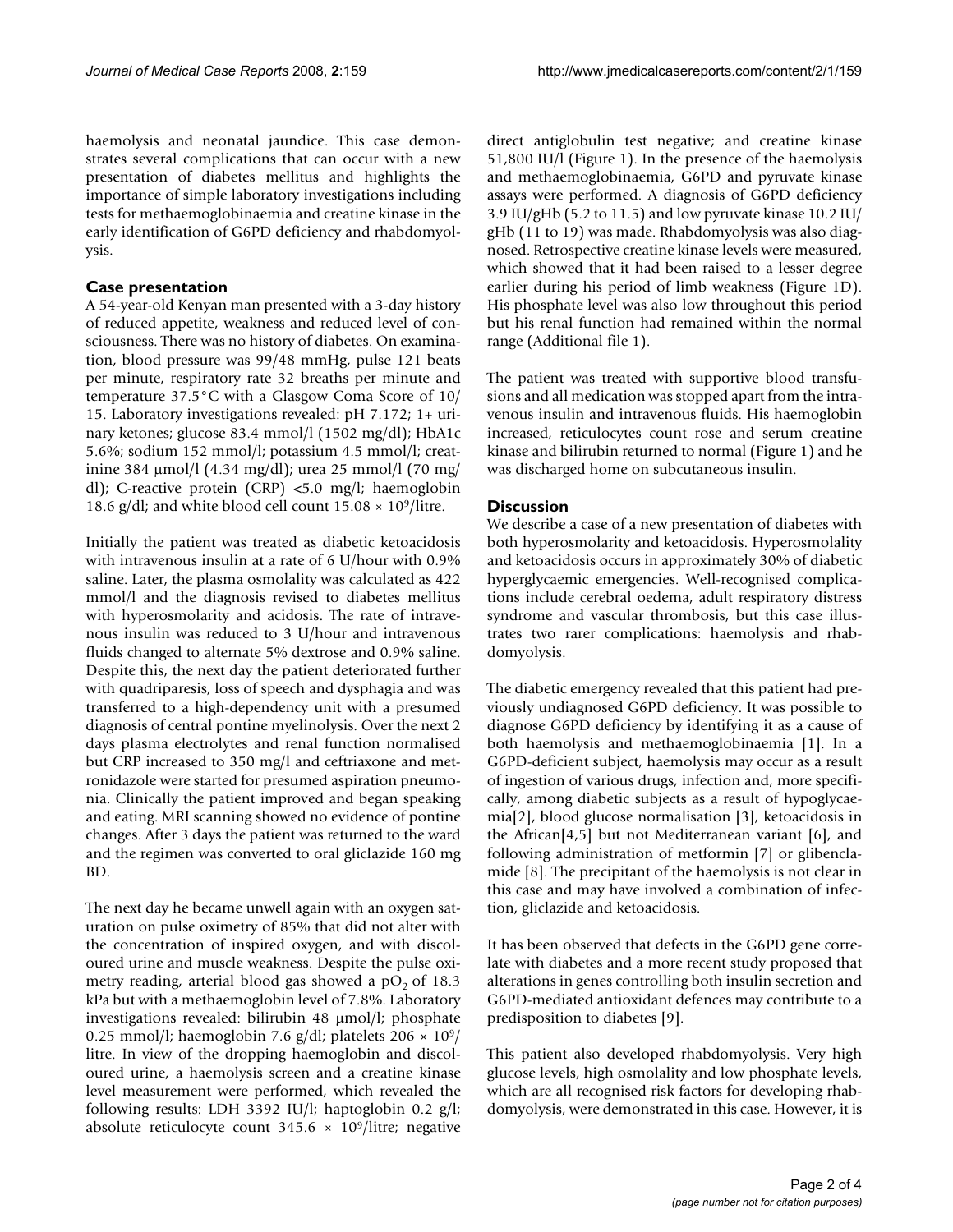haemolysis and neonatal jaundice. This case demonstrates several complications that can occur with a new presentation of diabetes mellitus and highlights the importance of simple laboratory investigations including tests for methaemoglobinaemia and creatine kinase in the early identification of G6PD deficiency and rhabdomyolysis.

## Case presentation

A 54-year-old Kenyan man presented with a 3-day history of reduced appetite, weakness and reduced level of consciousness. There was no history of diabetes. On examination, blood pressure was 99/48 mmHg, pulse 121 beats per minute, respiratory rate 32 breaths per minute and temperature 37.5°C with a Glasgow Coma Score of 10/15. Laboratory investigations revealed: pH 7.172; 1+ urinary ketones; glucose 83.4 mmol/l (1502 mg/dl); HbA1c 5.6%; sodium 152 mmol/l; potassium 4.5 mmol/l; creatinine 384 μmol/l (4.34 mg/dl); urea 25 mmol/l (70 mg/dl); C-reactive protein (CRP) <5.0 mg/l; haemoglobin 18.6 g/dl; and white blood cell count $15.08 \times 10^9$/litre.

Initially the patient was treated as diabetic ketoacidosis with intravenous insulin at a rate of 6 U/hour with 0.9% saline. Later, the plasma osmolality was calculated as 422 mmol/l and the diagnosis revised to diabetes mellitus with hyperosmolarity and acidosis. The rate of intravenous insulin was reduced to 3 U/hour and intravenous fluids changed to alternate 5% dextrose and 0.9% saline. Despite this, the next day the patient deteriorated further with quadriparesis, loss of speech and dysphagia and was transferred to a high-dependency unit with a presumed diagnosis of central pontine myelinolysis. Over the next 2 days plasma electrolytes and renal function normalised but CRP increased to 350 mg/l and ceftriaxone and metronidazole were started for presumed aspiration pneumonia. Clinically the patient improved and began speaking and eating. MRI scanning showed no evidence of pontine changes. After 3 days the patient was returned to the ward and the regimen was converted to oral gliclazide 160 mg BD.

The next day he became unwell again with an oxygen saturation on pulse oximetry of 85% that did not alter with the concentration of inspired oxygen, and with discoloured urine and muscle weakness. Despite the pulse oximetry reading, arterial blood gas showed a $pO_2$ of 18.3 kPa but with a methaemoglobin level of 7.8%. Laboratory investigations revealed: bilirubin 48 μmol/l; phosphate 0.25 mmol/l; haemoglobin 7.6 g/dl; platelets $206 \times 10^9$/litre. In view of the dropping haemoglobin and discoloured urine, a haemolysis screen and a creatine kinase level measurement were performed, which revealed the following results: LDH 3392 IU/l; haptoglobin 0.2 g/l; absolute reticulocyte count $345.6 \times 10^9$/litre; negative direct antiglobulin test negative; and creatine kinase 51,800 IU/l (Figure 1). In the presence of the haemolysis and methaemoglobinaemia, G6PD and pyruvate kinase assays were performed. A diagnosis of G6PD deficiency 3.9 IU/gHb (5.2 to 11.5) and low pyruvate kinase 10.2 IU/gHb (11 to 19) was made. Rhabdomyolysis was also diagnosed. Retrospective creatine kinase levels were measured, which showed that it had been raised to a lesser degree earlier during his period of limb weakness (Figure 1D). His phosphate level was also low throughout this period but his renal function had remained within the normal range (Additional file 1).

The patient was treated with supportive blood transfusions and all medication was stopped apart from the intravenous insulin and intravenous fluids. His haemoglobin increased, reticulocytes count rose and serum creatine kinase and bilirubin returned to normal (Figure 1) and he was discharged home on subcutaneous insulin.

## Discussion

We describe a case of a new presentation of diabetes with both hyperosmolarity and ketoacidosis. Hyperosmolality and ketoacidosis occurs in approximately 30% of diabetic hyperglycaemic emergencies. Well-recognised complications include cerebral oedema, adult respiratory distress syndrome and vascular thrombosis, but this case illustrates two rarer complications: haemolysis and rhabdomyolysis.

The diabetic emergency revealed that this patient had previously undiagnosed G6PD deficiency. It was possible to diagnose G6PD deficiency by identifying it as a cause of both haemolysis and methaemoglobinaemia [1]. In a G6PD-deficient subject, haemolysis may occur as a result of ingestion of various drugs, infection and, more specifically, among diabetic subjects as a result of hypoglycaemia[2], blood glucose normalisation [3], ketoacidosis in the African[4,5] but not Mediterranean variant [6], and following administration of metformin [7] or glibenclamide [8]. The precipitant of the haemolysis is not clear in this case and may have involved a combination of infection, gliclazide and ketoacidosis.

It has been observed that defects in the G6PD gene correlate with diabetes and a more recent study proposed that alterations in genes controlling both insulin secretion and G6PD-mediated antioxidant defences may contribute to a predisposition to diabetes [9].

This patient also developed rhabdomyolysis. Very high glucose levels, high osmolality and low phosphate levels, which are all recognised risk factors for developing rhabdomyolysis, were demonstrated in this case. However, it is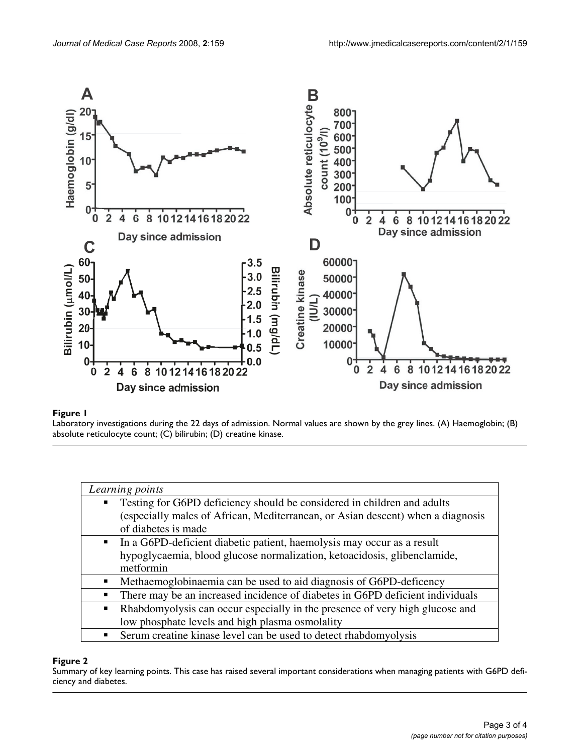**Figure 1**

Laboratory investigations during the 22 days of admission. Normal values are shown by the grey lines. (A) Haemoglobin; (B) absolute reticulocyte count; (C) bilirubin; (D) creatine kinase.

| *Learning points* |
| --- |
| ▪ Testing for G6PD deficiency should be considered in children and adults (especially males of African, Mediterranean, or Asian descent) when a diagnosis of diabetes is made |
| ▪ In a G6PD-deficient diabetic patient, haemolysis may occur as a result hypoglycaemia, blood glucose normalization, ketoacidosis, glibenclamide, metformin |
| ▪ Methaemoglobinaemia can be used to aid diagnosis of G6PD-deficency |
| ▪ There may be an increased incidence of diabetes in G6PD deficient individuals |
| ▪ Rhabdomyolysis can occur especially in the presence of very high glucose and low phosphate levels and high plasma osmolality |
| ▪ Serum creatine kinase level can be used to detect rhabdomyolysis |

**Figure 2**

Summary of key learning points. This case has raised several important considerations when managing patients with G6PD deficiency and diabetes.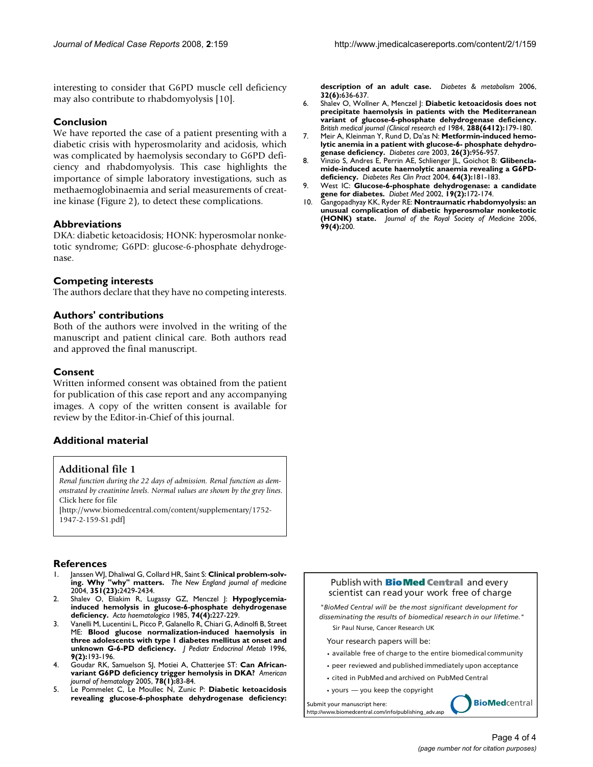interesting to consider that G6PD muscle cell deficiency may also contribute to rhabdomyolysis [10].

## Conclusion

We have reported the case of a patient presenting with a diabetic crisis with hyperosmolarity and acidosis, which was complicated by haemolysis secondary to G6PD deficiency and rhabdomyolysis. This case highlights the importance of simple laboratory investigations, such as methaemoglobinaemia and serial measurements of creatine kinase (Figure 2), to detect these complications.

## Abbreviations

DKA: diabetic ketoacidosis; HONK: hyperosmolar nonketotic syndrome; G6PD: glucose-6-phosphate dehydrogenase.

## Competing interests

The authors declare that they have no competing interests.

## Authors' contributions

Both of the authors were involved in the writing of the manuscript and patient clinical care. Both authors read and approved the final manuscript.

## Consent

Written informed consent was obtained from the patient for publication of this case report and any accompanying images. A copy of the written consent is available for review by the Editor-in-Chief of this journal.

## Additional material

### Additional file 1

*Renal function during the 22 days of admission. Renal function as demonstrated by creatinine levels. Normal values are shown by the grey lines.*
Click here for file
[http://www.biomedcentral.com/content/supplementary/1752-1947-2-159-S1.pdf]

## References

1. Janssen WJ, Dhaliwal G, Collard HR, Saint S: **Clinical problem-solving. Why "why" matters.** *The New England journal of medicine* 2004, **351(23):**2429-2434.
2. Shalev O, Eliakim R, Lugassy GZ, Menczel J: **Hypoglycemia-induced hemolysis in glucose-6-phosphate dehydrogenase deficiency.** *Acta haematologica* 1985, **74(4):**227-229.
3. Vanelli M, Lucentini L, Picco P, Galanello R, Chiari G, Adinolfi B, Street ME: **Blood glucose normalization-induced haemolysis in three adolescents with type 1 diabetes mellitus at onset and unknown G-6-PD deficiency.** *J Pediatr Endocrinol Metab* 1996, **9(2):**193-196.
4. Goudar RK, Samuelson SJ, Motiei A, Chatterjee ST: **Can African-variant G6PD deficiency trigger hemolysis in DKA?** *American journal of hematology* 2005, **78(1):**83-84.
5. Le Pommelet C, Le Moullec N, Zunic P: **Diabetic ketoacidosis revealing glucose-6-phosphate dehydrogenase deficiency: description of an adult case.** *Diabetes & metabolism* 2006, **32(6):**636-637.
6. Shalev O, Wollner A, Menczel J: **Diabetic ketoacidosis does not precipitate haemolysis in patients with the Mediterranean variant of glucose-6-phosphate dehydrogenase deficiency.** *British medical journal (Clinical research ed* 1984, **288(6412):**179-180.
7. Meir A, Kleinman Y, Rund D, Da'as N: **Metformin-induced hemolytic anemia in a patient with glucose-6- phosphate dehydrogenase deficiency.** *Diabetes care* 2003, **26(3):**956-957.
8. Vinzio S, Andres E, Perrin AE, Schlienger JL, Goichot B: **Glibenclamide-induced acute haemolytic anaemia revealing a G6PD-deficiency.** *Diabetes Res Clin Pract* 2004, **64(3):**181-183.
9. West IC: **Glucose-6-phosphate dehydrogenase: a candidate gene for diabetes.** *Diabet Med* 2002, **19(2):**172-174.
10. Gangopadhyay KK, Ryder RE: **Nontraumatic rhabdomyolysis: an unusual complication of diabetic hyperosmolar nonketotic (HONK) state.** *Journal of the Royal Society of Medicine* 2006, **99(4):**200.